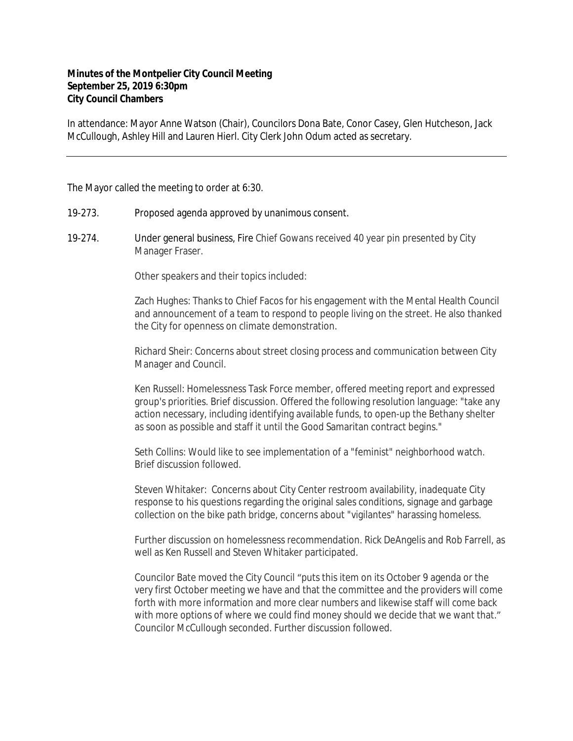**Minutes of the Montpelier City Council Meeting**
**September 25, 2019 6:30pm**
**City Council Chambers**

In attendance: Mayor Anne Watson (Chair), Councilors Dona Bate, Conor Casey, Glen Hutcheson, Jack McCullough, Ashley Hill and Lauren Hierl. City Clerk John Odum acted as secretary.

---

The Mayor called the meeting to order at 6:30.

19-273. Proposed agenda approved by unanimous consent.

19-274. Under general business, Fire Chief Gowans received 40 year pin presented by City Manager Fraser.

Other speakers and their topics included:

Zach Hughes: Thanks to Chief Facos for his engagement with the Mental Health Council and announcement of a team to respond to people living on the street. He also thanked the City for openness on climate demonstration.

Richard Sheir: Concerns about street closing process and communication between City Manager and Council.

Ken Russell: Homelessness Task Force member, offered meeting report and expressed group's priorities. Brief discussion. Offered the following resolution language: "take any action necessary, including identifying available funds, to open-up the Bethany shelter as soon as possible and staff it until the Good Samaritan contract begins."

Seth Collins: Would like to see implementation of a "feminist" neighborhood watch. Brief discussion followed.

Steven Whitaker: Concerns about City Center restroom availability, inadequate City response to his questions regarding the original sales conditions, signage and garbage collection on the bike path bridge, concerns about "vigilantes" harassing homeless.

Further discussion on homelessness recommendation. Rick DeAngelis and Rob Farrell, as well as Ken Russell and Steven Whitaker participated.

Councilor Bate moved the City Council "puts this item on its October 9 agenda or the very first October meeting we have and that the committee and the providers will come forth with more information and more clear numbers and likewise staff will come back with more options of where we could find money should we decide that we want that." Councilor McCullough seconded. Further discussion followed.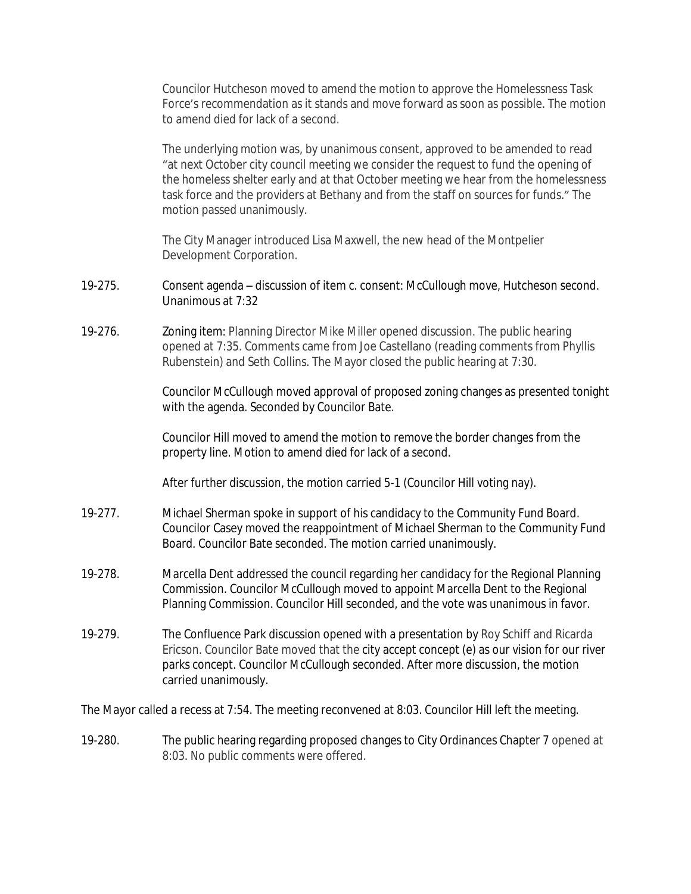Councilor Hutcheson moved to amend the motion to approve the Homelessness Task Force's recommendation as it stands and move forward as soon as possible. The motion to amend died for lack of a second.

The underlying motion was, by unanimous consent, approved to be amended to read "at next October city council meeting we consider the request to fund the opening of the homeless shelter early and at that October meeting we hear from the homelessness task force and the providers at Bethany and from the staff on sources for funds." The motion passed unanimously.

The City Manager introduced Lisa Maxwell, the new head of the Montpelier Development Corporation.

19-275. Consent agenda – discussion of item c. consent: McCullough move, Hutcheson second. Unanimous at 7:32

19-276. Zoning item: Planning Director Mike Miller opened discussion. The public hearing opened at 7:35. Comments came from Joe Castellano (reading comments from Phyllis Rubenstein) and Seth Collins. The Mayor closed the public hearing at 7:30.

Councilor McCullough moved approval of proposed zoning changes as presented tonight with the agenda. Seconded by Councilor Bate.

Councilor Hill moved to amend the motion to remove the border changes from the property line. Motion to amend died for lack of a second.

After further discussion, the motion carried 5-1 (Councilor Hill voting nay).

19-277. Michael Sherman spoke in support of his candidacy to the Community Fund Board. Councilor Casey moved the reappointment of Michael Sherman to the Community Fund Board. Councilor Bate seconded. The motion carried unanimously.

19-278. Marcella Dent addressed the council regarding her candidacy for the Regional Planning Commission. Councilor McCullough moved to appoint Marcella Dent to the Regional Planning Commission. Councilor Hill seconded, and the vote was unanimous in favor.

19-279. The Confluence Park discussion opened with a presentation by Roy Schiff and Ricarda Ericson. Councilor Bate moved that the city accept concept (e) as our vision for our river parks concept. Councilor McCullough seconded. After more discussion, the motion carried unanimously.

The Mayor called a recess at 7:54. The meeting reconvened at 8:03. Councilor Hill left the meeting.

19-280. The public hearing regarding proposed changes to City Ordinances Chapter 7 opened at 8:03. No public comments were offered.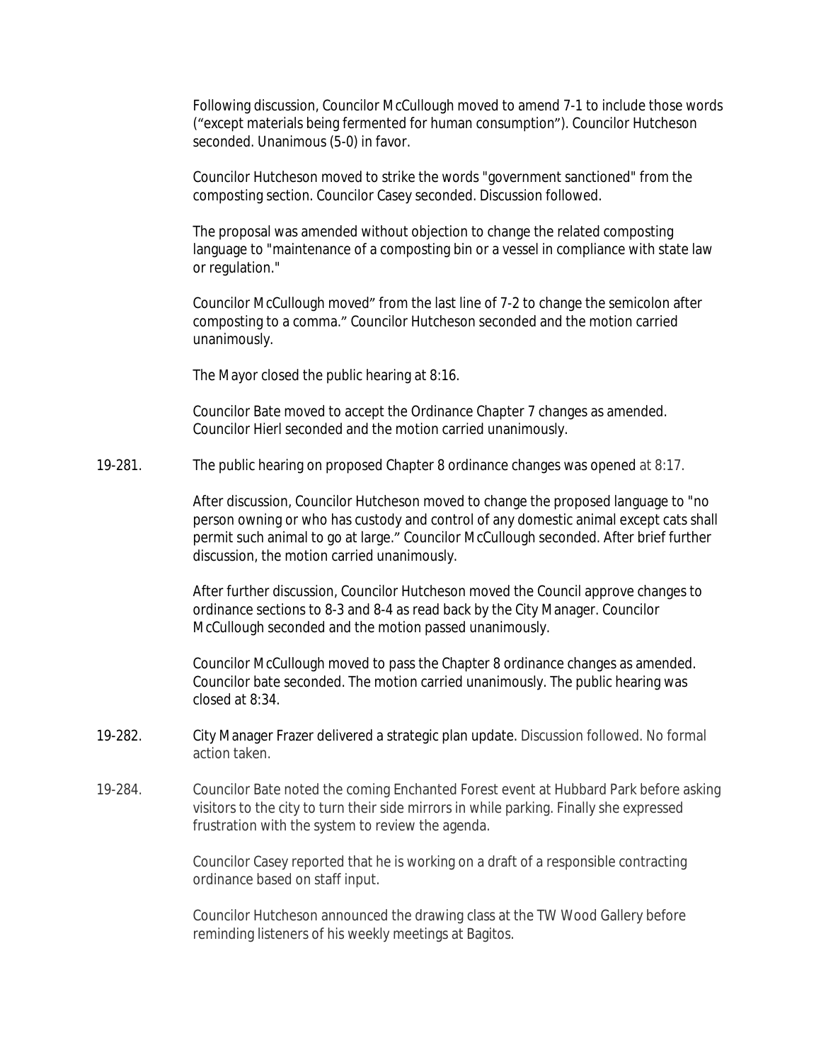Following discussion, Councilor McCullough moved to amend 7-1 to include those words ("except materials being fermented for human consumption"). Councilor Hutcheson seconded. Unanimous (5-0) in favor.

Councilor Hutcheson moved to strike the words "government sanctioned" from the composting section. Councilor Casey seconded. Discussion followed.

The proposal was amended without objection to change the related composting language to "maintenance of a composting bin or a vessel in compliance with state law or regulation."

Councilor McCullough moved" from the last line of 7-2 to change the semicolon after composting to a comma." Councilor Hutcheson seconded and the motion carried unanimously.

The Mayor closed the public hearing at 8:16.

Councilor Bate moved to accept the Ordinance Chapter 7 changes as amended. Councilor Hierl seconded and the motion carried unanimously.

19-281. The public hearing on proposed Chapter 8 ordinance changes was opened at 8:17.

After discussion, Councilor Hutcheson moved to change the proposed language to "no person owning or who has custody and control of any domestic animal except cats shall permit such animal to go at large." Councilor McCullough seconded. After brief further discussion, the motion carried unanimously.

After further discussion, Councilor Hutcheson moved the Council approve changes to ordinance sections to 8-3 and 8-4 as read back by the City Manager. Councilor McCullough seconded and the motion passed unanimously.

Councilor McCullough moved to pass the Chapter 8 ordinance changes as amended. Councilor bate seconded. The motion carried unanimously. The public hearing was closed at 8:34.

19-282. City Manager Frazer delivered a strategic plan update. Discussion followed. No formal action taken.

19-284. Councilor Bate noted the coming Enchanted Forest event at Hubbard Park before asking visitors to the city to turn their side mirrors in while parking. Finally she expressed frustration with the system to review the agenda.

Councilor Casey reported that he is working on a draft of a responsible contracting ordinance based on staff input.

Councilor Hutcheson announced the drawing class at the TW Wood Gallery before reminding listeners of his weekly meetings at Bagitos.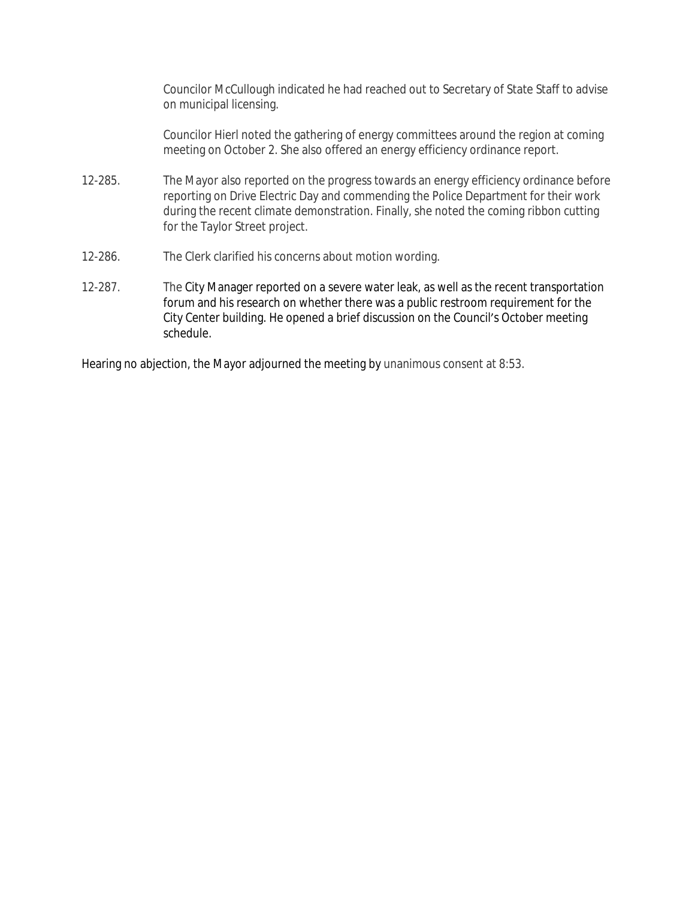Councilor McCullough indicated he had reached out to Secretary of State Staff to advise on municipal licensing.

Councilor Hierl noted the gathering of energy committees around the region at coming meeting on October 2. She also offered an energy efficiency ordinance report.

12-285. The Mayor also reported on the progress towards an energy efficiency ordinance before reporting on Drive Electric Day and commending the Police Department for their work during the recent climate demonstration. Finally, she noted the coming ribbon cutting for the Taylor Street project.

12-286. The Clerk clarified his concerns about motion wording.

12-287. The City Manager reported on a severe water leak, as well as the recent transportation forum and his research on whether there was a public restroom requirement for the City Center building. He opened a brief discussion on the Council's October meeting schedule.

Hearing no abjection, the Mayor adjourned the meeting by unanimous consent at 8:53.